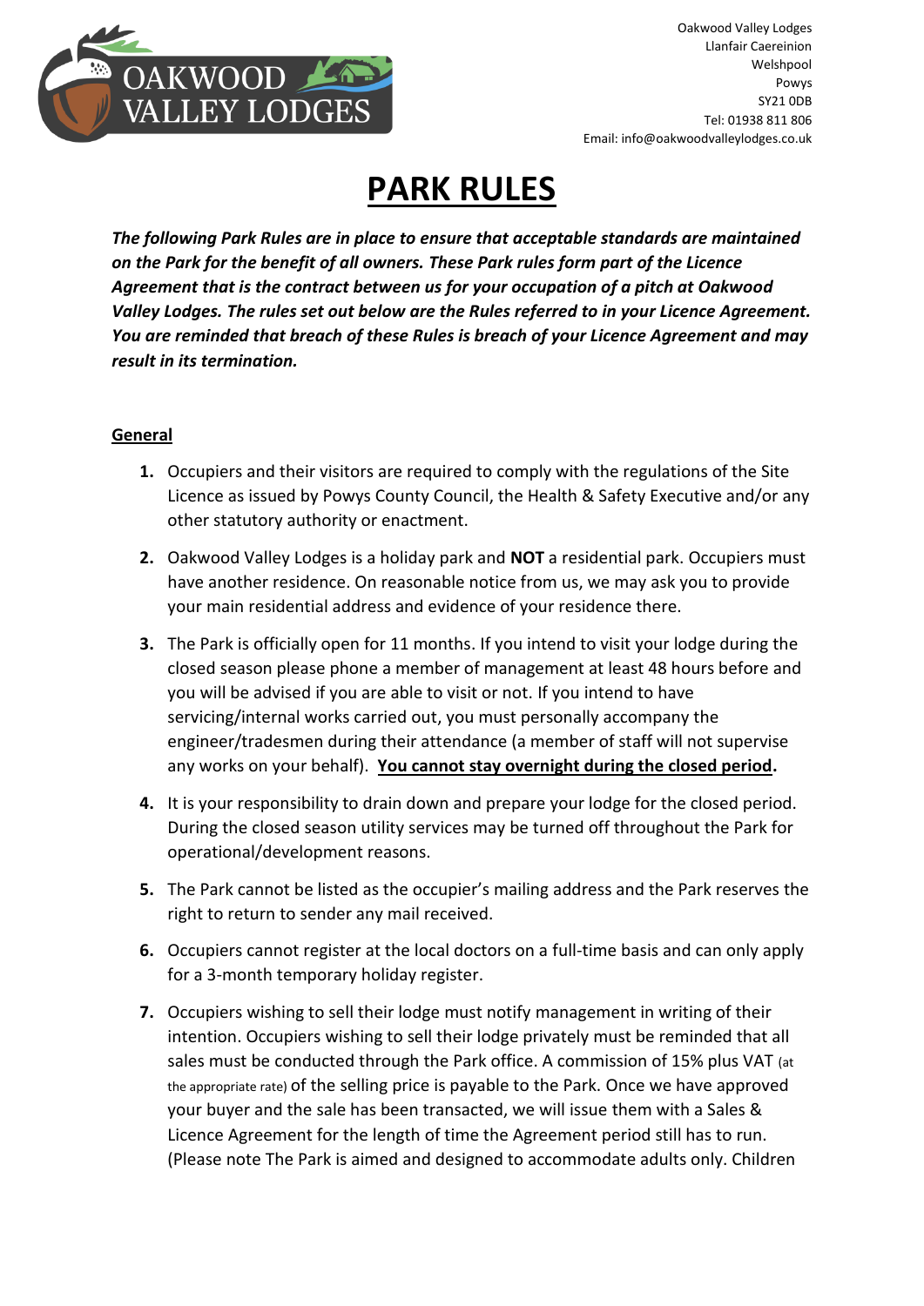Oakwood Valley Lodges
Llanfair Caereinion
Welshpool
Powys
SY21 0DB
Tel: 01938 811 806
Email: info@oakwoodvalleylodges.co.uk

# PARK RULES

***The following Park Rules are in place to ensure that acceptable standards are maintained on the Park for the benefit of all owners. These Park rules form part of the Licence Agreement that is the contract between us for your occupation of a pitch at Oakwood Valley Lodges. The rules set out below are the Rules referred to in your Licence Agreement. You are reminded that breach of these Rules is breach of your Licence Agreement and may result in its termination.***

## General

1. Occupiers and their visitors are required to comply with the regulations of the Site Licence as issued by Powys County Council, the Health & Safety Executive and/or any other statutory authority or enactment.

2. Oakwood Valley Lodges is a holiday park and **NOT** a residential park. Occupiers must have another residence. On reasonable notice from us, we may ask you to provide your main residential address and evidence of your residence there.

3. The Park is officially open for 11 months. If you intend to visit your lodge during the closed season please phone a member of management at least 48 hours before and you will be advised if you are able to visit or not. If you intend to have servicing/internal works carried out, you must personally accompany the engineer/tradesmen during their attendance (a member of staff will not supervise any works on your behalf). **You cannot stay overnight during the closed period.**

4. It is your responsibility to drain down and prepare your lodge for the closed period. During the closed season utility services may be turned off throughout the Park for operational/development reasons.

5. The Park cannot be listed as the occupier's mailing address and the Park reserves the right to return to sender any mail received.

6. Occupiers cannot register at the local doctors on a full-time basis and can only apply for a 3-month temporary holiday register.

7. Occupiers wishing to sell their lodge must notify management in writing of their intention. Occupiers wishing to sell their lodge privately must be reminded that all sales must be conducted through the Park office. A commission of 15% plus VAT (at the appropriate rate) of the selling price is payable to the Park. Once we have approved your buyer and the sale has been transacted, we will issue them with a Sales & Licence Agreement for the length of time the Agreement period still has to run. (Please note The Park is aimed and designed to accommodate adults only. Children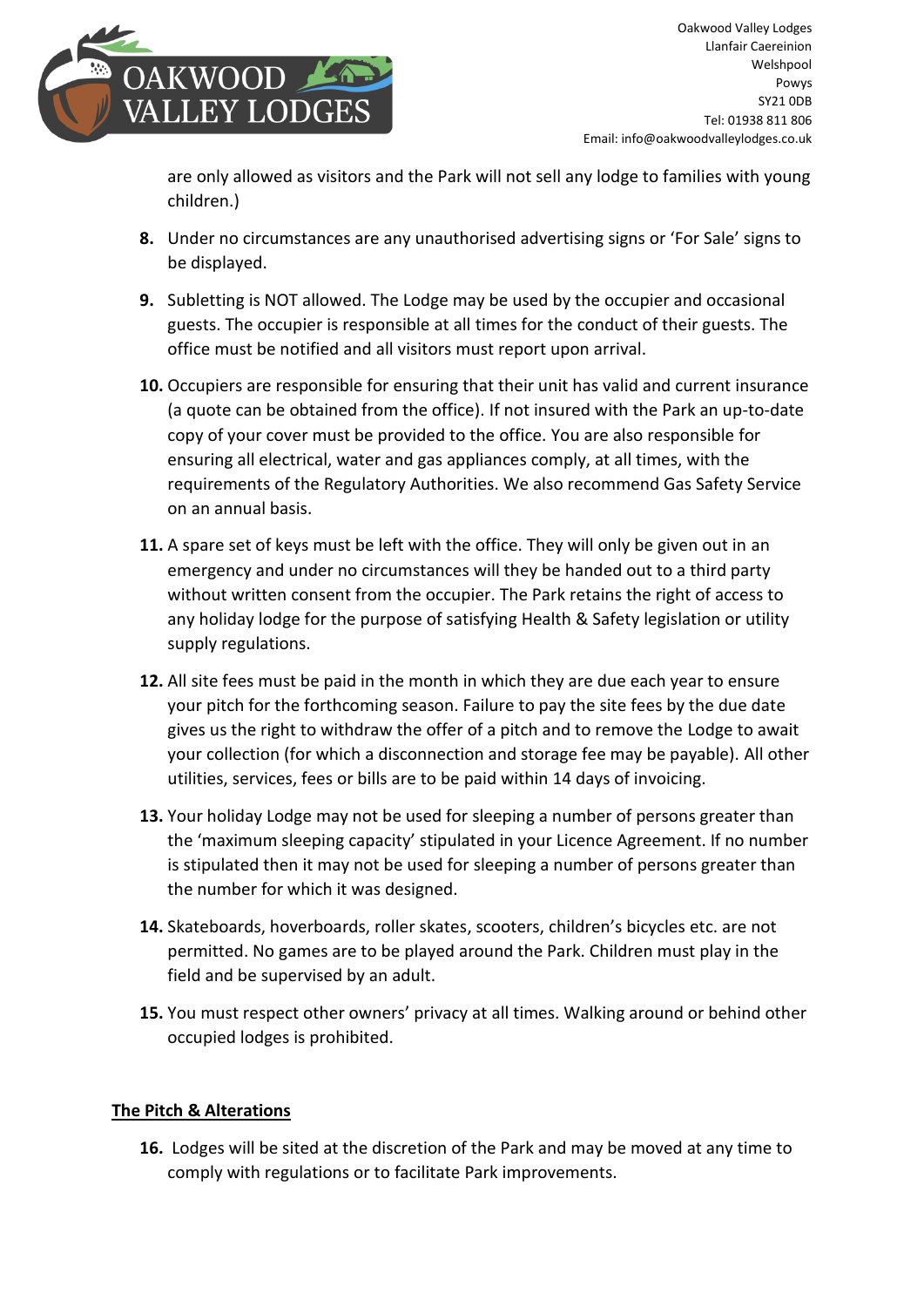are only allowed as visitors and the Park will not sell any lodge to families with young children.)

8. Under no circumstances are any unauthorised advertising signs or 'For Sale' signs to be displayed.

9. Subletting is NOT allowed. The Lodge may be used by the occupier and occasional guests. The occupier is responsible at all times for the conduct of their guests. The office must be notified and all visitors must report upon arrival.

10. Occupiers are responsible for ensuring that their unit has valid and current insurance (a quote can be obtained from the office). If not insured with the Park an up-to-date copy of your cover must be provided to the office. You are also responsible for ensuring all electrical, water and gas appliances comply, at all times, with the requirements of the Regulatory Authorities. We also recommend Gas Safety Service on an annual basis.

11. A spare set of keys must be left with the office. They will only be given out in an emergency and under no circumstances will they be handed out to a third party without written consent from the occupier. The Park retains the right of access to any holiday lodge for the purpose of satisfying Health & Safety legislation or utility supply regulations.

12. All site fees must be paid in the month in which they are due each year to ensure your pitch for the forthcoming season. Failure to pay the site fees by the due date gives us the right to withdraw the offer of a pitch and to remove the Lodge to await your collection (for which a disconnection and storage fee may be payable). All other utilities, services, fees or bills are to be paid within 14 days of invoicing.

13. Your holiday Lodge may not be used for sleeping a number of persons greater than the 'maximum sleeping capacity' stipulated in your Licence Agreement. If no number is stipulated then it may not be used for sleeping a number of persons greater than the number for which it was designed.

14. Skateboards, hoverboards, roller skates, scooters, children's bicycles etc. are not permitted. No games are to be played around the Park. Children must play in the field and be supervised by an adult.

15. You must respect other owners' privacy at all times. Walking around or behind other occupied lodges is prohibited.

## The Pitch & Alterations

16. Lodges will be sited at the discretion of the Park and may be moved at any time to comply with regulations or to facilitate Park improvements.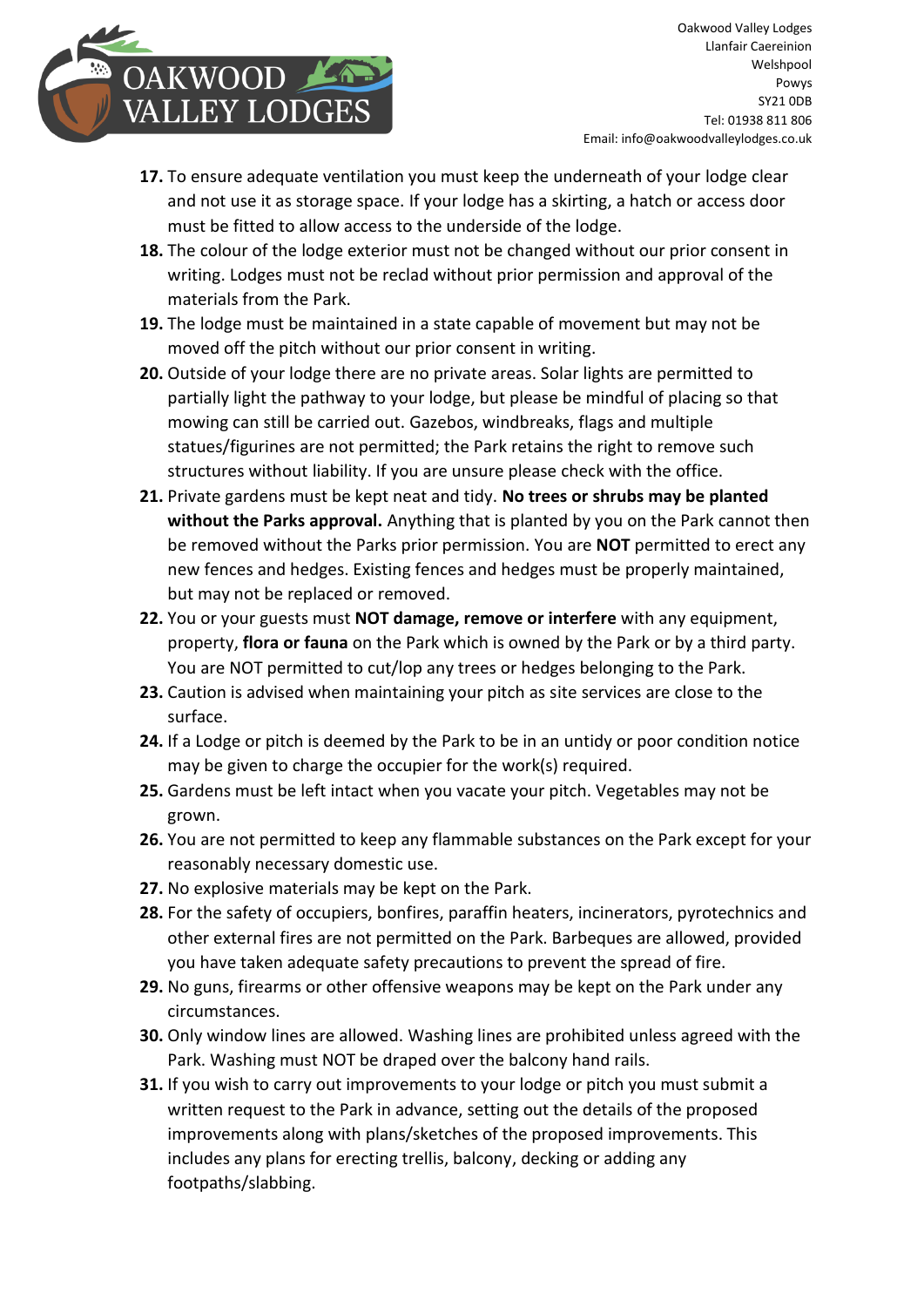**17.** To ensure adequate ventilation you must keep the underneath of your lodge clear and not use it as storage space. If your lodge has a skirting, a hatch or access door must be fitted to allow access to the underside of the lodge.

**18.** The colour of the lodge exterior must not be changed without our prior consent in writing. Lodges must not be reclad without prior permission and approval of the materials from the Park.

**19.** The lodge must be maintained in a state capable of movement but may not be moved off the pitch without our prior consent in writing.

**20.** Outside of your lodge there are no private areas. Solar lights are permitted to partially light the pathway to your lodge, but please be mindful of placing so that mowing can still be carried out. Gazebos, windbreaks, flags and multiple statues/figurines are not permitted; the Park retains the right to remove such structures without liability. If you are unsure please check with the office.

**21.** Private gardens must be kept neat and tidy. **No trees or shrubs may be planted without the Parks approval.** Anything that is planted by you on the Park cannot then be removed without the Parks prior permission. You are **NOT** permitted to erect any new fences and hedges. Existing fences and hedges must be properly maintained, but may not be replaced or removed.

**22.** You or your guests must **NOT damage, remove or interfere** with any equipment, property, **flora or fauna** on the Park which is owned by the Park or by a third party. You are NOT permitted to cut/lop any trees or hedges belonging to the Park.

**23.** Caution is advised when maintaining your pitch as site services are close to the surface.

**24.** If a Lodge or pitch is deemed by the Park to be in an untidy or poor condition notice may be given to charge the occupier for the work(s) required.

**25.** Gardens must be left intact when you vacate your pitch. Vegetables may not be grown.

**26.** You are not permitted to keep any flammable substances on the Park except for your reasonably necessary domestic use.

**27.** No explosive materials may be kept on the Park.

**28.** For the safety of occupiers, bonfires, paraffin heaters, incinerators, pyrotechnics and other external fires are not permitted on the Park. Barbeques are allowed, provided you have taken adequate safety precautions to prevent the spread of fire.

**29.** No guns, firearms or other offensive weapons may be kept on the Park under any circumstances.

**30.** Only window lines are allowed. Washing lines are prohibited unless agreed with the Park. Washing must NOT be draped over the balcony hand rails.

**31.** If you wish to carry out improvements to your lodge or pitch you must submit a written request to the Park in advance, setting out the details of the proposed improvements along with plans/sketches of the proposed improvements. This includes any plans for erecting trellis, balcony, decking or adding any footpaths/slabbing.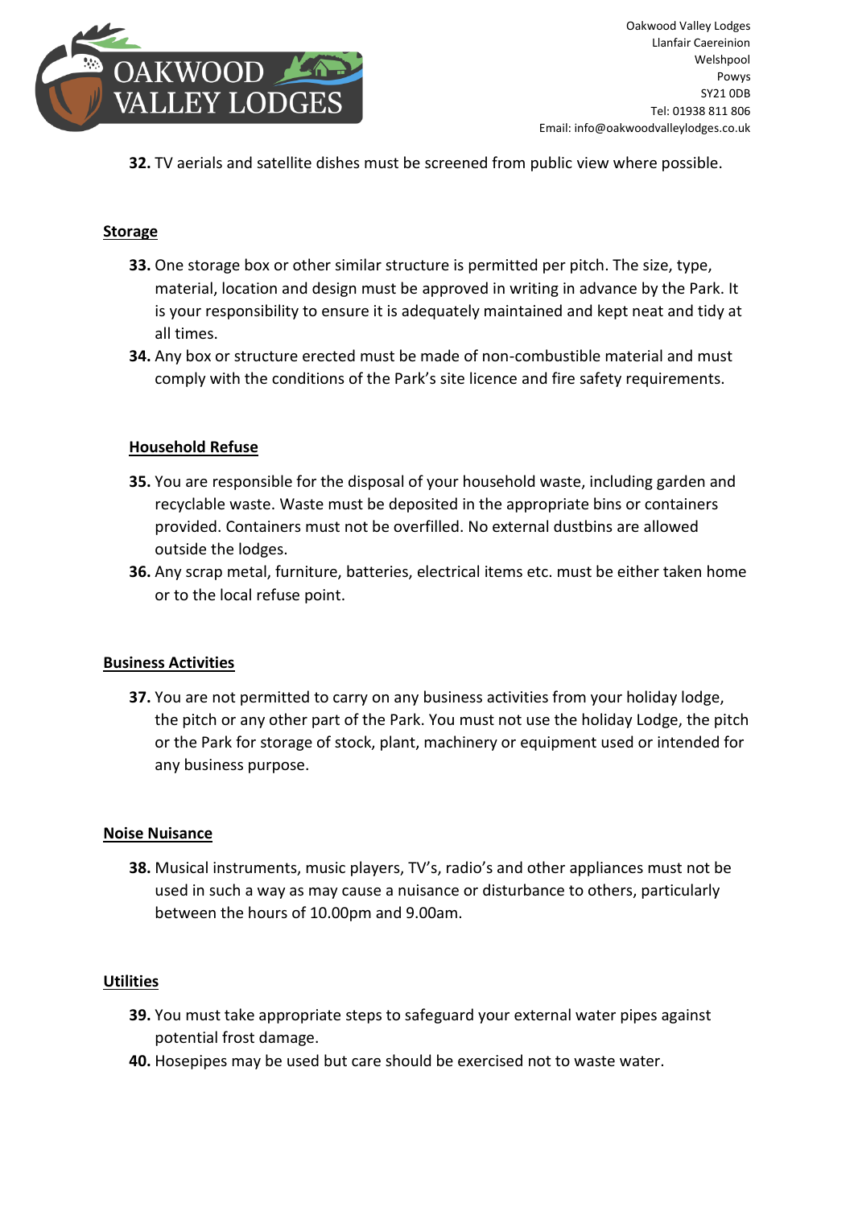**32.** TV aerials and satellite dishes must be screened from public view where possible.

## Storage

**33.** One storage box or other similar structure is permitted per pitch. The size, type, material, location and design must be approved in writing in advance by the Park. It is your responsibility to ensure it is adequately maintained and kept neat and tidy at all times.

**34.** Any box or structure erected must be made of non-combustible material and must comply with the conditions of the Park's site licence and fire safety requirements.

## Household Refuse

**35.** You are responsible for the disposal of your household waste, including garden and recyclable waste. Waste must be deposited in the appropriate bins or containers provided. Containers must not be overfilled. No external dustbins are allowed outside the lodges.

**36.** Any scrap metal, furniture, batteries, electrical items etc. must be either taken home or to the local refuse point.

## Business Activities

**37.** You are not permitted to carry on any business activities from your holiday lodge, the pitch or any other part of the Park. You must not use the holiday Lodge, the pitch or the Park for storage of stock, plant, machinery or equipment used or intended for any business purpose.

## Noise Nuisance

**38.** Musical instruments, music players, TV's, radio's and other appliances must not be used in such a way as may cause a nuisance or disturbance to others, particularly between the hours of 10.00pm and 9.00am.

## Utilities

**39.** You must take appropriate steps to safeguard your external water pipes against potential frost damage.

**40.** Hosepipes may be used but care should be exercised not to waste water.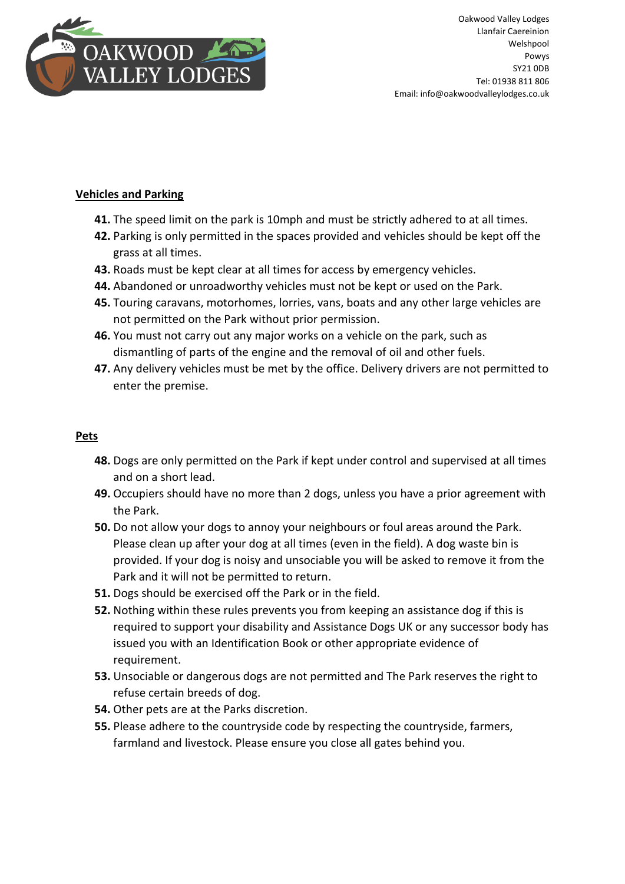## Vehicles and Parking

41. The speed limit on the park is 10mph and must be strictly adhered to at all times.
42. Parking is only permitted in the spaces provided and vehicles should be kept off the grass at all times.
43. Roads must be kept clear at all times for access by emergency vehicles.
44. Abandoned or unroadworthy vehicles must not be kept or used on the Park.
45. Touring caravans, motorhomes, lorries, vans, boats and any other large vehicles are not permitted on the Park without prior permission.
46. You must not carry out any major works on a vehicle on the park, such as dismantling of parts of the engine and the removal of oil and other fuels.
47. Any delivery vehicles must be met by the office. Delivery drivers are not permitted to enter the premise.

## Pets

48. Dogs are only permitted on the Park if kept under control and supervised at all times and on a short lead.
49. Occupiers should have no more than 2 dogs, unless you have a prior agreement with the Park.
50. Do not allow your dogs to annoy your neighbours or foul areas around the Park. Please clean up after your dog at all times (even in the field). A dog waste bin is provided. If your dog is noisy and unsociable you will be asked to remove it from the Park and it will not be permitted to return.
51. Dogs should be exercised off the Park or in the field.
52. Nothing within these rules prevents you from keeping an assistance dog if this is required to support your disability and Assistance Dogs UK or any successor body has issued you with an Identification Book or other appropriate evidence of requirement.
53. Unsociable or dangerous dogs are not permitted and The Park reserves the right to refuse certain breeds of dog.
54. Other pets are at the Parks discretion.
55. Please adhere to the countryside code by respecting the countryside, farmers, farmland and livestock. Please ensure you close all gates behind you.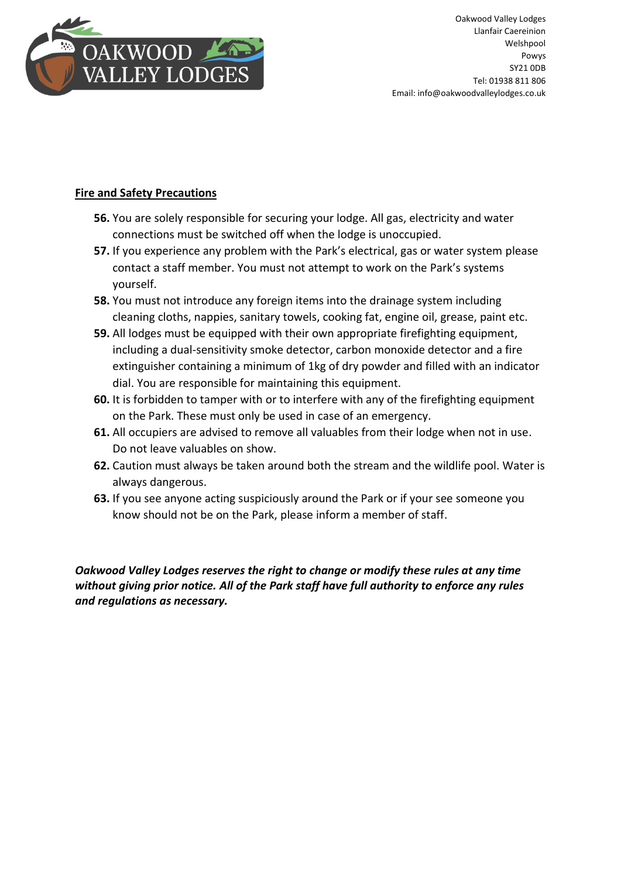Oakwood Valley Lodges
Llanfair Caereinion
Welshpool
Powys
SY21 0DB
Tel: 01938 811 806
Email: info@oakwoodvalleylodges.co.uk

## Fire and Safety Precautions

**56.** You are solely responsible for securing your lodge. All gas, electricity and water connections must be switched off when the lodge is unoccupied.

**57.** If you experience any problem with the Park's electrical, gas or water system please contact a staff member. You must not attempt to work on the Park's systems yourself.

**58.** You must not introduce any foreign items into the drainage system including cleaning cloths, nappies, sanitary towels, cooking fat, engine oil, grease, paint etc.

**59.** All lodges must be equipped with their own appropriate firefighting equipment, including a dual-sensitivity smoke detector, carbon monoxide detector and a fire extinguisher containing a minimum of 1kg of dry powder and filled with an indicator dial. You are responsible for maintaining this equipment.

**60.** It is forbidden to tamper with or to interfere with any of the firefighting equipment on the Park. These must only be used in case of an emergency.

**61.** All occupiers are advised to remove all valuables from their lodge when not in use. Do not leave valuables on show.

**62.** Caution must always be taken around both the stream and the wildlife pool. Water is always dangerous.

**63.** If you see anyone acting suspiciously around the Park or if your see someone you know should not be on the Park, please inform a member of staff.

***Oakwood Valley Lodges reserves the right to change or modify these rules at any time without giving prior notice. All of the Park staff have full authority to enforce any rules and regulations as necessary.***